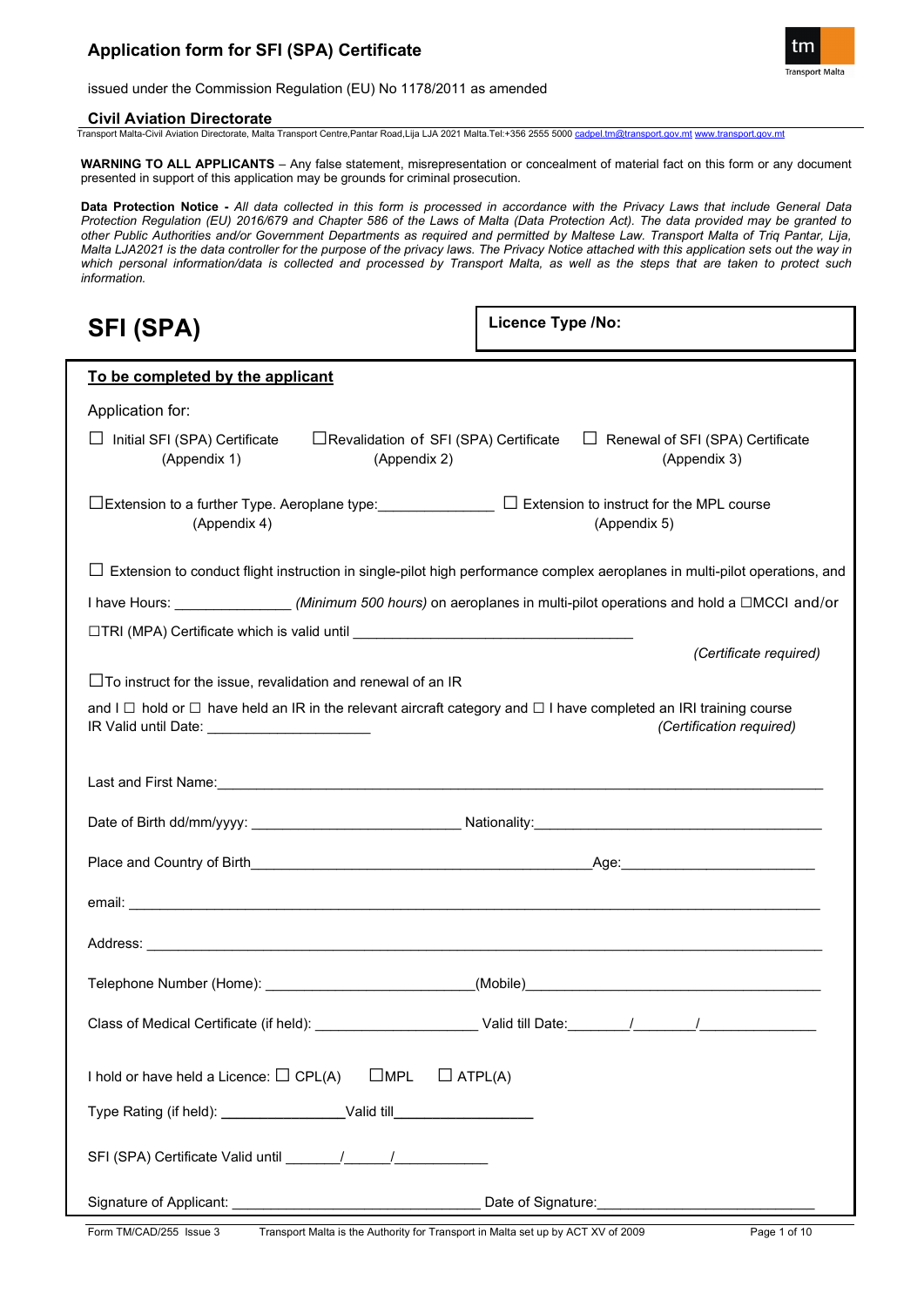# Application form for SFI (SPA) Certificate

issued under the Commission Regulation (EU) No 1178/2011 as amended

**Civil Aviation Directorate**

Transport Malta-Civil Aviation Directorate, Malta Transport Centre,Pantar Road,Lija LJA 2021 Malta.Tel:+356 2555 5000 cadpel.tm@transport.gov.mt www.transport.gov.mt

**WARNING TO ALL APPLICANTS** – Any false statement, misrepresentation or concealment of material fact on this form or any document presented in support of this application may be grounds for criminal prosecution.

**Data Protection Notice -** *All data collected in this form is processed in accordance with the Privacy Laws that include General Data Protection Regulation (EU) 2016/679 and Chapter 586 of the Laws of Malta (Data Protection Act). The data provided may be granted to other Public Authorities and/or Government Departments as required and permitted by Maltese Law. Transport Malta of Triq Pantar, Lija, Malta LJA2021 is the data controller for the purpose of the privacy laws. The Privacy Notice attached with this application sets out the way in which personal information/data is collected and processed by Transport Malta, as well as the steps that are taken to protect such information.*

# SFI (SPA)

**Licence Type /No:**

**To be completed by the applicant**

Application for:

☐ Initial SFI (SPA) Certificate (Appendix 1) ☐Revalidation of SFI (SPA) Certificate (Appendix 2) ☐ Renewal of SFI (SPA) Certificate (Appendix 3)

☐Extension to a further Type. Aeroplane type:_______________ (Appendix 4) ☐ Extension to instruct for the MPL course (Appendix 5)

☐ Extension to conduct flight instruction in single-pilot high performance complex aeroplanes in multi-pilot operations, and I have Hours: _______________ *(Minimum 500 hours)* on aeroplanes in multi-pilot operations and hold a ☐MCCI and/or ☐TRI (MPA) Certificate which is valid until ___________________________________ *(Certificate required)*

☐To instruct for the issue, revalidation and renewal of an IR and I ☐ hold or ☐ have held an IR in the relevant aircraft category and ☐ I have completed an IRI training course
IR Valid until Date: _____________________ *(Certification required)*

Last and First Name:_____________________________________________________________________________

Date of Birth dd/mm/yyyy: ___________________________ Nationality:_____________________________________

Place and Country of Birth____________________________________________Age:_________________________

email: ____________________________________________________________________________________________

Address: __________________________________________________________________________________________

Telephone Number (Home): __________________________(Mobile)_____________________________________

Class of Medical Certificate (if held): _____________________ Valid till Date:________/________/_______________

I hold or have held a Licence: ☐ CPL(A) ☐MPL ☐ ATPL(A)

Type Rating (if held): ________________Valid till__________________

SFI (SPA) Certificate Valid until _______/______/____________

Signature of Applicant: ________________________________ Date of Signature:____________________________

Form TM/CAD/255 Issue 3 Transport Malta is the Authority for Transport in Malta set up by ACT XV of 2009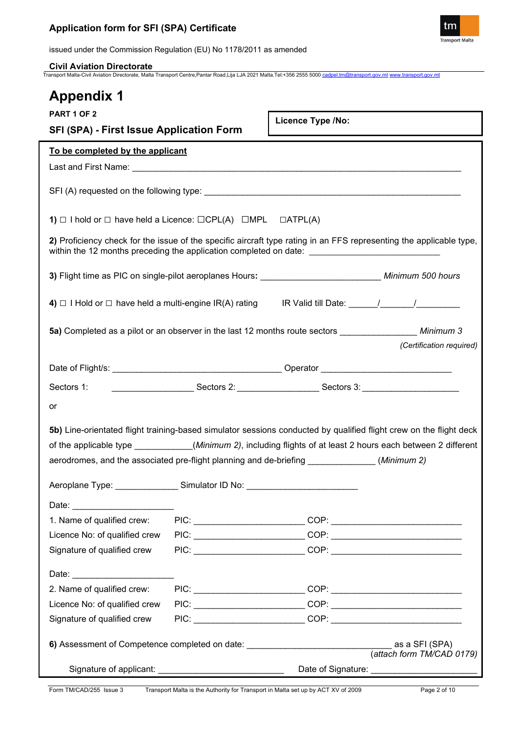# Appendix 1

**PART 1 OF 2**

## SFI (SPA) - First Issue Application Form

**Licence Type /No:**

**<u>To be completed by the applicant</u>**

Last and First Name: ___________________________________________________________________

SFI (A) requested on the following type: ________________________________________________

**1)** ☐ I hold or ☐ have held a Licence: ☐CPL(A) ☐MPL ☐ATPL(A)

**2)** Proficiency check for the issue of the specific aircraft type rating in an FFS representing the applicable type, within the 12 months preceding the application completed on date: __________________________

**3)** Flight time as PIC on single-pilot aeroplanes Hours**:** ________________________ *Minimum 500 hours*

**4)** ☐ I Hold or ☐ have held a multi-engine IR(A) rating IR Valid till Date: ______/_______/_________

**5a)** Completed as a pilot or an observer in the last 12 months route sectors ________________ *Minimum 3*

*(Certification required)*

Date of Flight/s: ___________________________________ Operator ___________________________

Sectors 1: _________________ Sectors 2: _________________ Sectors 3: ____________________

or

**5b)** Line-orientated flight training-based simulator sessions conducted by qualified flight crew on the flight deck of the applicable type ____________(*Minimum 2)*, including flights of at least 2 hours each between 2 different aerodromes, and the associated pre-flight planning and de-briefing ______________ (*Minimum 2)*

Aeroplane Type: _____________ Simulator ID No: _______________________

Date: _____________________

| | | |
|---|---|---|
| 1. Name of qualified crew: | PIC: ______________________ | COP: __________________________ |
| Licence No: of qualified crew | PIC: ______________________ | COP: __________________________ |
| Signature of qualified crew | PIC: ______________________ | COP: __________________________ |

Date: _____________________

| | | |
|---|---|---|
| 2. Name of qualified crew: | PIC: ______________________ | COP: __________________________ |
| Licence No: of qualified crew | PIC: ______________________ | COP: __________________________ |
| Signature of qualified crew | PIC: ______________________ | COP: __________________________ |

**6)** Assessment of Competence completed on date: ______________________________ as a SFI (SPA) (*attach form TM/CAD 0179)*

Signature of applicant: __________________________ Date of Signature: ______________________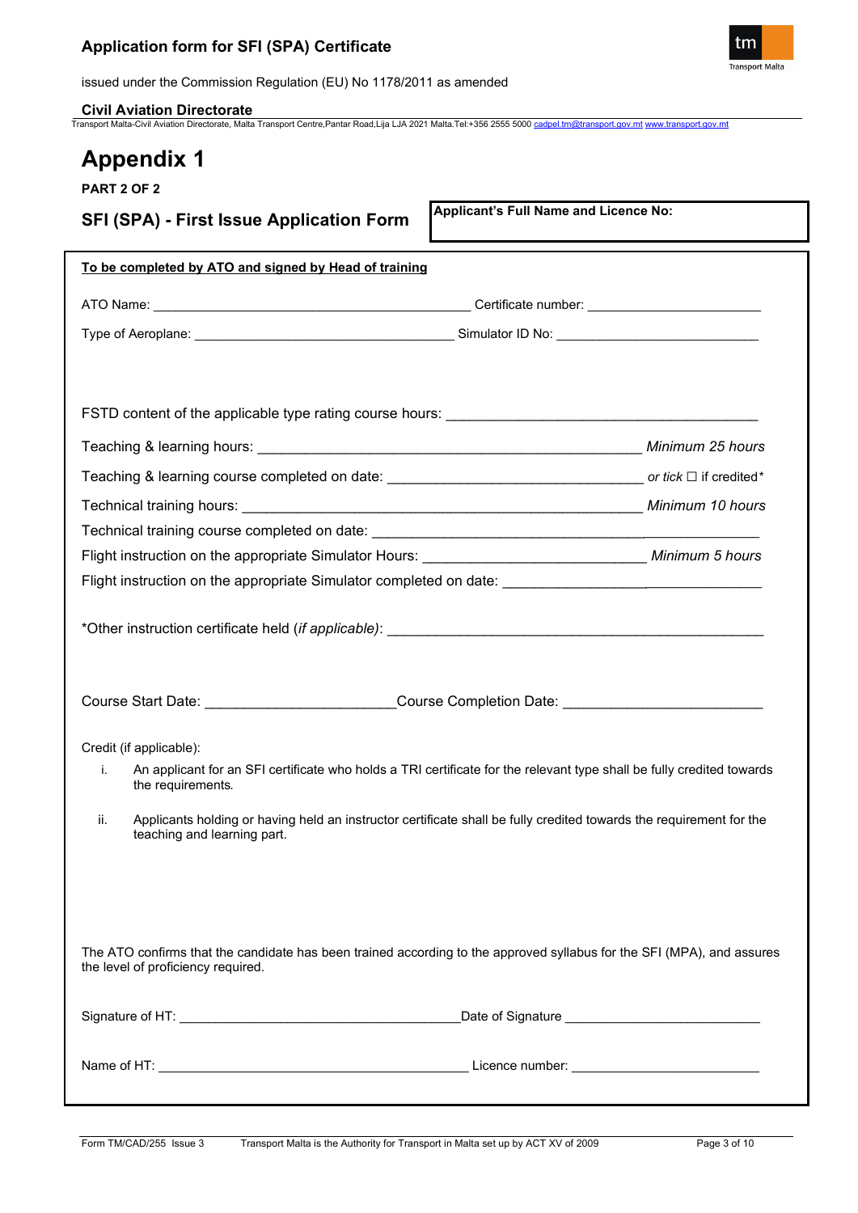# Appendix 1

**PART 2 OF 2**

## SFI (SPA) - First Issue Application Form

**Applicant's Full Name and Licence No:**

**To be completed by ATO and signed by Head of training**

ATO Name: ___________________________________________ Certificate number: _______________________

Type of Aeroplane: ___________________________________ Simulator ID No: ___________________________

FSTD content of the applicable type rating course hours: __________________________________________

Teaching & learning hours: ____________________________________________________ *Minimum 25 hours*

Teaching & learning course completed on date: __________________________________ *or tick* ☐ if credited*

Technical training hours: ______________________________________________________ *Minimum 10 hours*

Technical training course completed on date: _______________________________________________________

Flight instruction on the appropriate Simulator Hours: _____________________________ *Minimum 5 hours*

Flight instruction on the appropriate Simulator completed on date: ___________________________________

*Other instruction certificate held (*if applicable*): ________________________________________________

Course Start Date: ________________________ Course Completion Date: _________________________

Credit (if applicable):

i. An applicant for an SFI certificate who holds a TRI certificate for the relevant type shall be fully credited towards the requirements.

ii. Applicants holding or having held an instructor certificate shall be fully credited towards the requirement for the teaching and learning part.

The ATO confirms that the candidate has been trained according to the approved syllabus for the SFI (MPA), and assures the level of proficiency required.

Signature of HT: ______________________________________ Date of Signature ___________________________

Name of HT: __________________________________________ Licence number: ___________________________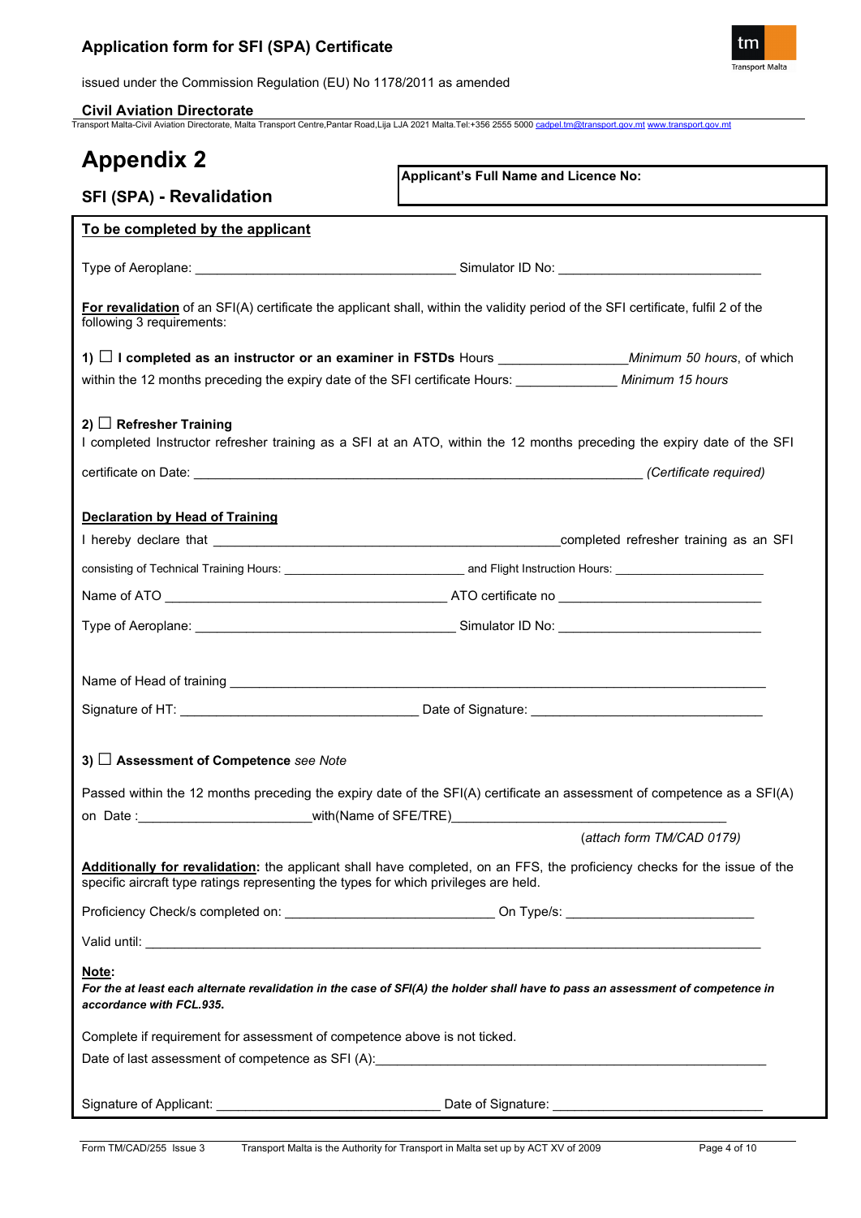# Appendix 2

## SFI (SPA) - Revalidation

**Applicant's Full Name and Licence No:**

**To be completed by the applicant**

Type of Aeroplane: ____________________________________ Simulator ID No: ____________________________

**For revalidation** of an SFI(A) certificate the applicant shall, within the validity period of the SFI certificate, fulfil 2 of the following 3 requirements:

**1) ☐ I completed as an instructor or an examiner in FSTDs** Hours ________________ *Minimum 50 hours*, of which within the 12 months preceding the expiry date of the SFI certificate Hours: ______________ *Minimum 15 hours*

**2) ☐ Refresher Training**

I completed Instructor refresher training as a SFI at an ATO, within the 12 months preceding the expiry date of the SFI certificate on Date: ______________________________________________________________ *(Certificate required)*

**Declaration by Head of Training**

I hereby declare that ______________________________________________completed refresher training as an SFI consisting of Technical Training Hours: ___________________________ and Flight Instruction Hours: ______________________

Name of ATO _______________________________________ ATO certificate no ___________________________

Type of Aeroplane: ____________________________________ Simulator ID No: ____________________________

Name of Head of training ___________________________________________________________________________

Signature of HT: ________________________________ Date of Signature: ________________________________

**3) ☐ Assessment of Competence** *see Note*

Passed within the 12 months preceding the expiry date of the SFI(A) certificate an assessment of competence as a SFI(A) on Date :________________________with(Name of SFE/TRE)______________________________________

(*attach form TM/CAD 0179)*

**Additionally for revalidation:** the applicant shall have completed, on an FFS, the proficiency checks for the issue of the specific aircraft type ratings representing the types for which privileges are held.

Proficiency Check/s completed on: ____________________________ On Type/s: _________________________

Valid until: _________________________________________________________________________________________

**Note:**

***For the at least each alternate revalidation in the case of SFI(A) the holder shall have to pass an assessment of competence in accordance with FCL.935.***

Complete if requirement for assessment of competence above is not ticked.

Date of last assessment of competence as SFI (A):_______________________________________________________

Signature of Applicant: ______________________________ Date of Signature: ____________________________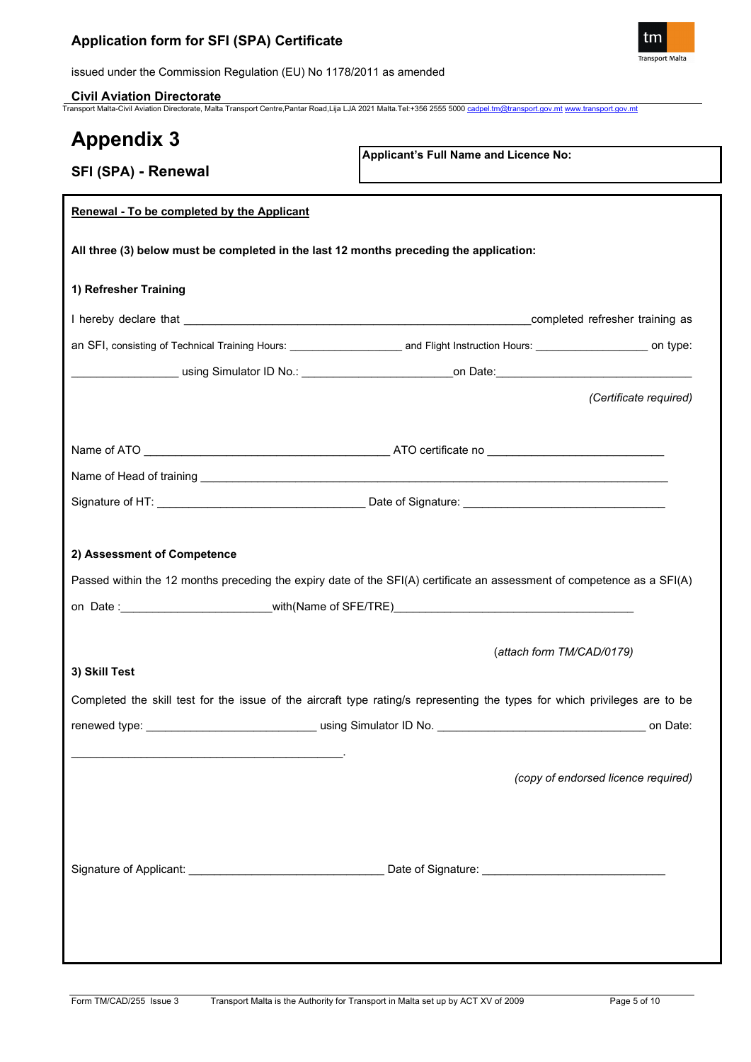# Appendix 3

## SFI (SPA) - Renewal

**Applicant's Full Name and Licence No:**

**Renewal - To be completed by the Applicant**

**All three (3) below must be completed in the last 12 months preceding the application:**

**1) Refresher Training**

I hereby declare that ________________________________________________completed refresher training as an SFI, consisting of Technical Training Hours: __________________ and Flight Instruction Hours: __________________ on type: _________________ using Simulator ID No.: ________________________on Date:______________________________

*(Certificate required)*

Name of ATO ______________________________________ ATO certificate no ___________________________

Name of Head of training ___________________________________________________________________________

Signature of HT: ________________________________ Date of Signature: _______________________________

**2) Assessment of Competence**

Passed within the 12 months preceding the expiry date of the SFI(A) certificate an assessment of competence as a SFI(A) on Date :_______________________with(Name of SFE/TRE)____________________________________

*(attach form TM/CAD/0179)*

**3) Skill Test**

Completed the skill test for the issue of the aircraft type rating/s representing the types for which privileges are to be renewed type: __________________________ using Simulator ID No. ________________________________ on Date: ___________________________________________.

*(copy of endorsed licence required)*

Signature of Applicant: ______________________________ Date of Signature: ____________________________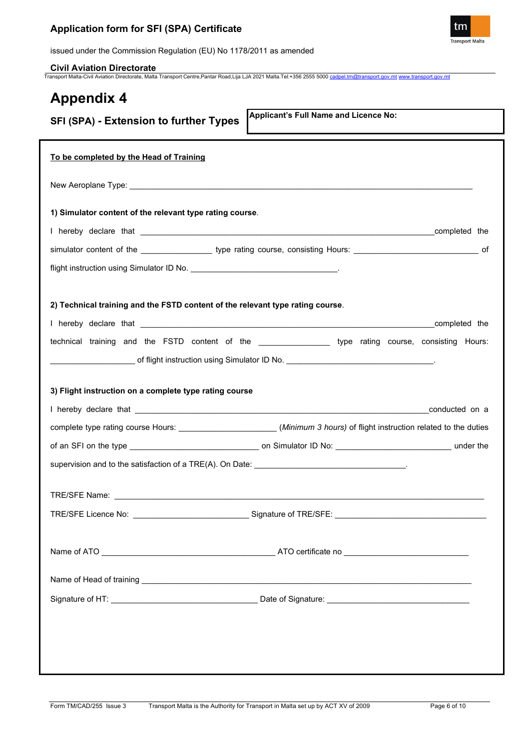# Appendix 4

## SFI (SPA) - Extension to further Types

**Applicant's Full Name and Licence No:**

**To be completed by the Head of Training**

New Aeroplane Type: ________________________________________________

**1) Simulator content of the relevant type rating course**.

I hereby declare that ________________________________________________completed the simulator content of the _______________ type rating course, consisting Hours: ___________________________ of flight instruction using Simulator ID No. ________________________________.

**2) Technical training and the FSTD content of the relevant type rating course**.

I hereby declare that ________________________________________________completed the technical training and the FSTD content of the _______________ type rating course, consisting Hours: __________________ of flight instruction using Simulator ID No. ________________________________.

**3) Flight instruction on a complete type rating course**

I hereby declare that ________________________________________________conducted on a complete type rating course Hours: _____________________ *(Minimum 3 hours)* of flight instruction related to the duties of an SFI on the type ___________________________ on Simulator ID No: _________________________ under the supervision and to the satisfaction of a TRE(A). On Date: ________________________________.

TRE/SFE Name: ________________________________________________

TRE/SFE Licence No: _________________________ Signature of TRE/SFE: ________________________________

Name of ATO ______________________________________ ATO certificate no ___________________________

Name of Head of training ________________________________________________

Signature of HT: ________________________________ Date of Signature: ________________________________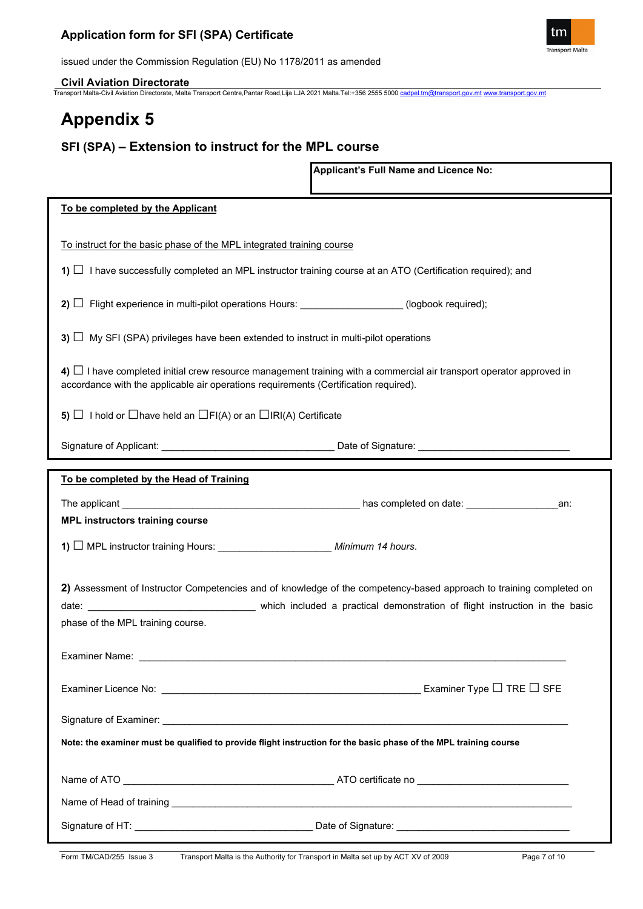# Appendix 5

## SFI (SPA) – Extension to instruct for the MPL course

**Applicant's Full Name and Licence No:**

**To be completed by the Applicant**

To instruct for the basic phase of the MPL integrated training course

**1)** ☐ I have successfully completed an MPL instructor training course at an ATO (Certification required); and

**2)** ☐ Flight experience in multi-pilot operations Hours: __________________ (logbook required);

**3)** ☐ My SFI (SPA) privileges have been extended to instruct in multi-pilot operations

**4)** ☐ I have completed initial crew resource management training with a commercial air transport operator approved in accordance with the applicable air operations requirements (Certification required).

**5)** ☐ I hold or ☐have held an ☐FI(A) or an ☐IRI(A) Certificate

Signature of Applicant: _______________________________ Date of Signature: ___________________________

**To be completed by the Head of Training**

The applicant __________________________________________ has completed on date: ________________an:

**MPL instructors training course**

**1)** ☐ MPL instructor training Hours: ____________________ *Minimum 14 hours*.

**2)** Assessment of Instructor Competencies and of knowledge of the competency-based approach to training completed on date: ______________________________ which included a practical demonstration of flight instruction in the basic phase of the MPL training course.

Examiner Name: ______________________________________________________________________________

Examiner Licence No: _______________________________________________ Examiner Type ☐ TRE ☐ SFE

Signature of Examiner: __________________________________________________________________________

**Note: the examiner must be qualified to provide flight instruction for the basic phase of the MPL training course**

Name of ATO _______________________________________ ATO certificate no ___________________________

Name of Head of training _____________________________________________________________________________

Signature of HT: ________________________________ Date of Signature: _______________________________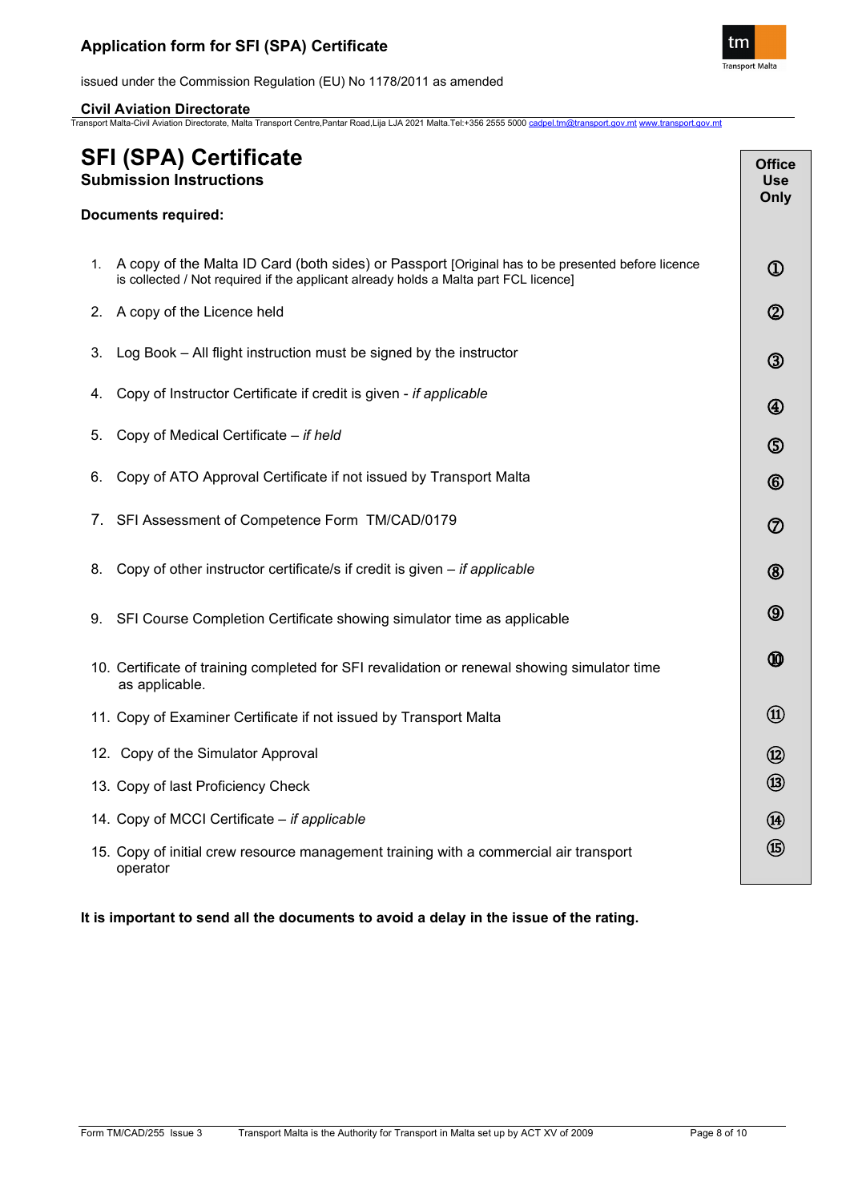# SFI (SPA) Certificate

## Submission Instructions

**Documents required:**

| | Office Use Only |
|---|---|
| 1. A copy of the Malta ID Card (both sides) or Passport [Original has to be presented before licence is collected / Not required if the applicant already holds a Malta part FCL licence] | ① |
| 2. A copy of the Licence held | ② |
| 3. Log Book – All flight instruction must be signed by the instructor | ③ |
| 4. Copy of Instructor Certificate if credit is given - *if applicable* | ④ |
| 5. Copy of Medical Certificate – *if held* | ⑤ |
| 6. Copy of ATO Approval Certificate if not issued by Transport Malta | ⑥ |
| 7. SFI Assessment of Competence Form TM/CAD/0179 | ⑦ |
| 8. Copy of other instructor certificate/s if credit is given – *if applicable* | ⑧ |
| 9. SFI Course Completion Certificate showing simulator time as applicable | ⑨ |
| 10. Certificate of training completed for SFI revalidation or renewal showing simulator time as applicable. | ⑩ |
| 11. Copy of Examiner Certificate if not issued by Transport Malta | ⑪ |
| 12. Copy of the Simulator Approval | ⑫ |
| 13. Copy of last Proficiency Check | ⑬ |
| 14. Copy of MCCI Certificate – *if applicable* | ⑭ |
| 15. Copy of initial crew resource management training with a commercial air transport operator | ⑮ |

**It is important to send all the documents to avoid a delay in the issue of the rating.**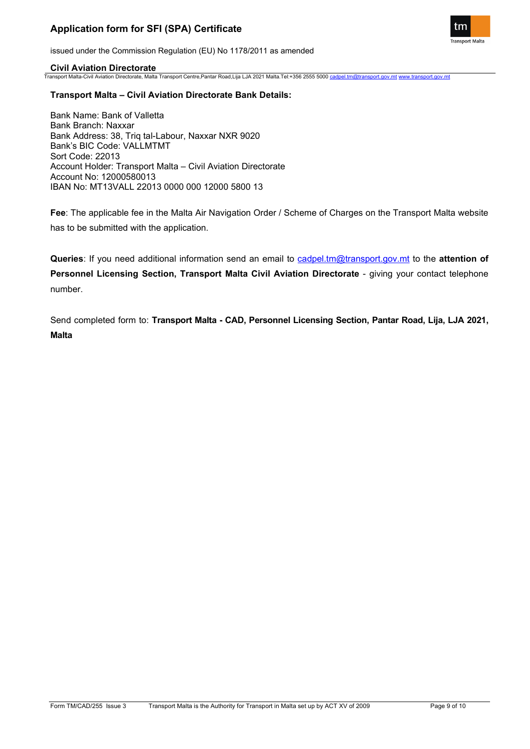**Transport Malta – Civil Aviation Directorate Bank Details:**

Bank Name: Bank of Valletta
Bank Branch: Naxxar
Bank Address: 38, Triq tal-Labour, Naxxar NXR 9020
Bank's BIC Code: VALLMTMT
Sort Code: 22013
Account Holder: Transport Malta – Civil Aviation Directorate
Account No: 12000580013
IBAN No: MT13VALL 22013 0000 000 12000 5800 13

**Fee**: The applicable fee in the Malta Air Navigation Order / Scheme of Charges on the Transport Malta website has to be submitted with the application.

**Queries**: If you need additional information send an email to cadpel.tm@transport.gov.mt to the **attention of Personnel Licensing Section, Transport Malta Civil Aviation Directorate** - giving your contact telephone number.

Send completed form to: **Transport Malta - CAD, Personnel Licensing Section, Pantar Road, Lija, LJA 2021, Malta**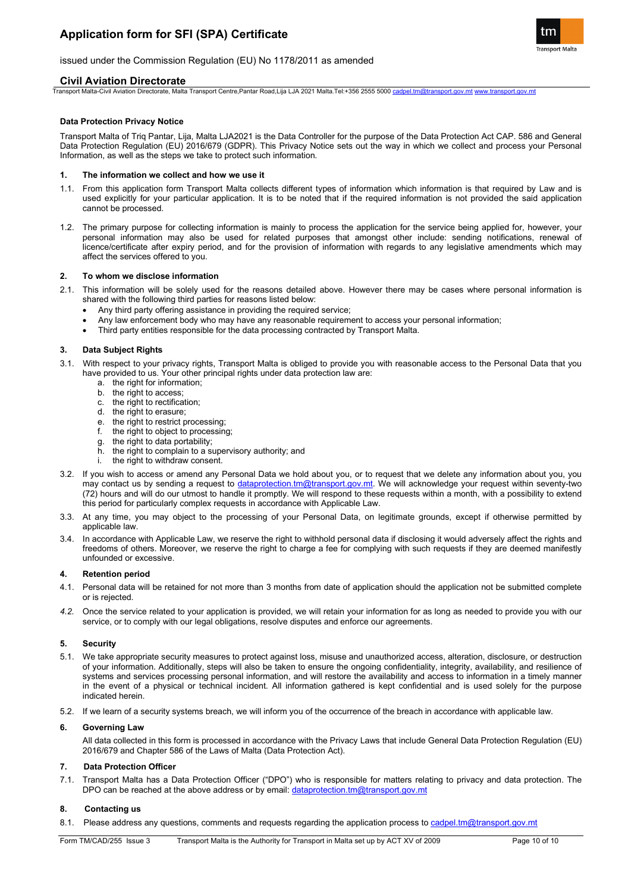**Data Protection Privacy Notice**

Transport Malta of Triq Pantar, Lija, Malta LJA2021 is the Data Controller for the purpose of the Data Protection Act CAP. 586 and General Data Protection Regulation (EU) 2016/679 (GDPR). This Privacy Notice sets out the way in which we collect and process your Personal Information, as well as the steps we take to protect such information.

**1. The information we collect and how we use it**

1.1. From this application form Transport Malta collects different types of information which information is that required by Law and is used explicitly for your particular application. It is to be noted that if the required information is not provided the said application cannot be processed.

1.2. The primary purpose for collecting information is mainly to process the application for the service being applied for, however, your personal information may also be used for related purposes that amongst other include: sending notifications, renewal of licence/certificate after expiry period, and for the provision of information with regards to any legislative amendments which may affect the services offered to you.

**2. To whom we disclose information**

2.1. This information will be solely used for the reasons detailed above. However there may be cases where personal information is shared with the following third parties for reasons listed below:

- Any third party offering assistance in providing the required service;
- Any law enforcement body who may have any reasonable requirement to access your personal information;
- Third party entities responsible for the data processing contracted by Transport Malta.

**3. Data Subject Rights**

3.1. With respect to your privacy rights, Transport Malta is obliged to provide you with reasonable access to the Personal Data that you have provided to us. Your other principal rights under data protection law are:

a. the right for information;
b. the right to access;
c. the right to rectification;
d. the right to erasure;
e. the right to restrict processing;
f. the right to object to processing;
g. the right to data portability;
h. the right to complain to a supervisory authority; and
i. the right to withdraw consent.

3.2. If you wish to access or amend any Personal Data we hold about you, or to request that we delete any information about you, you may contact us by sending a request to dataprotection.tm@transport.gov.mt. We will acknowledge your request within seventy-two (72) hours and will do our utmost to handle it promptly. We will respond to these requests within a month, with a possibility to extend this period for particularly complex requests in accordance with Applicable Law.

3.3. At any time, you may object to the processing of your Personal Data, on legitimate grounds, except if otherwise permitted by applicable law.

3.4. In accordance with Applicable Law, we reserve the right to withhold personal data if disclosing it would adversely affect the rights and freedoms of others. Moreover, we reserve the right to charge a fee for complying with such requests if they are deemed manifestly unfounded or excessive.

**4. Retention period**

4.1. Personal data will be retained for not more than 3 months from date of application should the application not be submitted complete or is rejected.

*4.2.* Once the service related to your application is provided, we will retain your information for as long as needed to provide you with our service, or to comply with our legal obligations, resolve disputes and enforce our agreements.

**5. Security**

5.1. We take appropriate security measures to protect against loss, misuse and unauthorized access, alteration, disclosure, or destruction of your information. Additionally, steps will also be taken to ensure the ongoing confidentiality, integrity, availability, and resilience of systems and services processing personal information, and will restore the availability and access to information in a timely manner in the event of a physical or technical incident. All information gathered is kept confidential and is used solely for the purpose indicated herein.

5.2. If we learn of a security systems breach, we will inform you of the occurrence of the breach in accordance with applicable law.

**6. Governing Law**

All data collected in this form is processed in accordance with the Privacy Laws that include General Data Protection Regulation (EU) 2016/679 and Chapter 586 of the Laws of Malta (Data Protection Act).

**7. Data Protection Officer**

7.1. Transport Malta has a Data Protection Officer ("DPO") who is responsible for matters relating to privacy and data protection. The DPO can be reached at the above address or by email: dataprotection.tm@transport.gov.mt

**8. Contacting us**

8.1. Please address any questions, comments and requests regarding the application process to cadpel.tm@transport.gov.mt